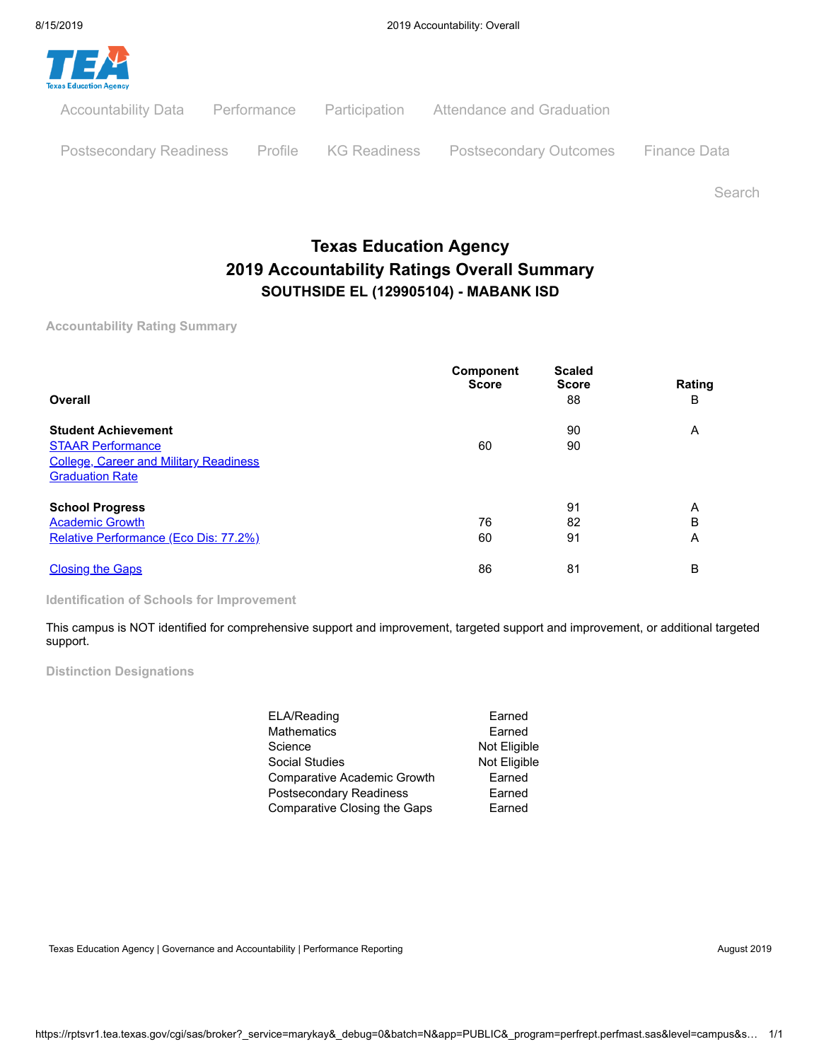# Texas Education Agency

## 2019 Accountability Ratings Overall Summary

### SOUTHSIDE EL (129905104) - MABANK ISD

**Accountability Rating Summary**

| | Component Score | Scaled Score | Rating |
|---|---|---|---|
| **Overall** | | 88 | B |
| **Student Achievement** | | 90 | A |
| STAAR Performance | 60 | 90 | |
| College, Career and Military Readiness | | | |
| Graduation Rate | | | |
| **School Progress** | | 91 | A |
| Academic Growth | 76 | 82 | B |
| Relative Performance (Eco Dis: 77.2%) | 60 | 91 | A |
| Closing the Gaps | 86 | 81 | B |

**Identification of Schools for Improvement**

This campus is NOT identified for comprehensive support and improvement, targeted support and improvement, or additional targeted support.

**Distinction Designations**

| | |
|---|---|
| ELA/Reading | Earned |
| Mathematics | Earned |
| Science | Not Eligible |
| Social Studies | Not Eligible |
| Comparative Academic Growth | Earned |
| Postsecondary Readiness | Earned |
| Comparative Closing the Gaps | Earned |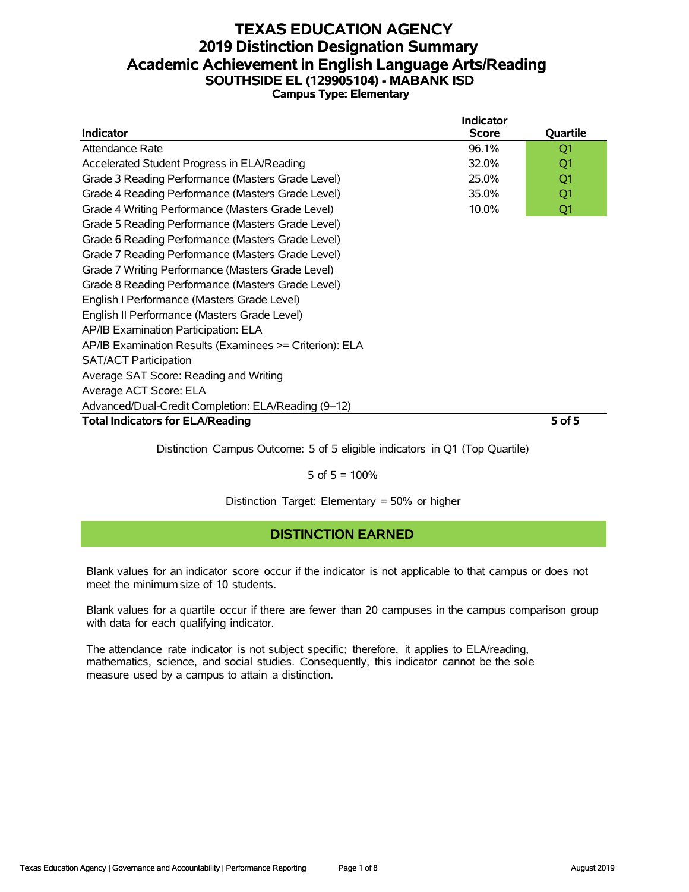# TEXAS EDUCATION AGENCY
# 2019 Distinction Designation Summary
# Academic Achievement in English Language Arts/Reading
## SOUTHSIDE EL (129905104) - MABANK ISD
### Campus Type: Elementary

| Indicator | Indicator Score | Quartile |
|---|---|---|
| Attendance Rate | 96.1% | Q1 |
| Accelerated Student Progress in ELA/Reading | 32.0% | Q1 |
| Grade 3 Reading Performance (Masters Grade Level) | 25.0% | Q1 |
| Grade 4 Reading Performance (Masters Grade Level) | 35.0% | Q1 |
| Grade 4 Writing Performance (Masters Grade Level) | 10.0% | Q1 |
| Grade 5 Reading Performance (Masters Grade Level) | | |
| Grade 6 Reading Performance (Masters Grade Level) | | |
| Grade 7 Reading Performance (Masters Grade Level) | | |
| Grade 7 Writing Performance (Masters Grade Level) | | |
| Grade 8 Reading Performance (Masters Grade Level) | | |
| English I Performance (Masters Grade Level) | | |
| English II Performance (Masters Grade Level) | | |
| AP/IB Examination Participation: ELA | | |
| AP/IB Examination Results (Examinees >= Criterion): ELA | | |
| SAT/ACT Participation | | |
| Average SAT Score: Reading and Writing | | |
| Average ACT Score: ELA | | |
| Advanced/Dual-Credit Completion: ELA/Reading (9–12) | | |
| **Total Indicators for ELA/Reading** | | **5 of 5** |

Distinction Campus Outcome: 5 of 5 eligible indicators in Q1 (Top Quartile)

5 of 5 = 100%

Distinction Target: Elementary = 50% or higher

**DISTINCTION EARNED**

Blank values for an indicator score occur if the indicator is not applicable to that campus or does not meet the minimum size of 10 students.

Blank values for a quartile occur if there are fewer than 20 campuses in the campus comparison group with data for each qualifying indicator.

The attendance rate indicator is not subject specific; therefore, it applies to ELA/reading, mathematics, science, and social studies. Consequently, this indicator cannot be the sole measure used by a campus to attain a distinction.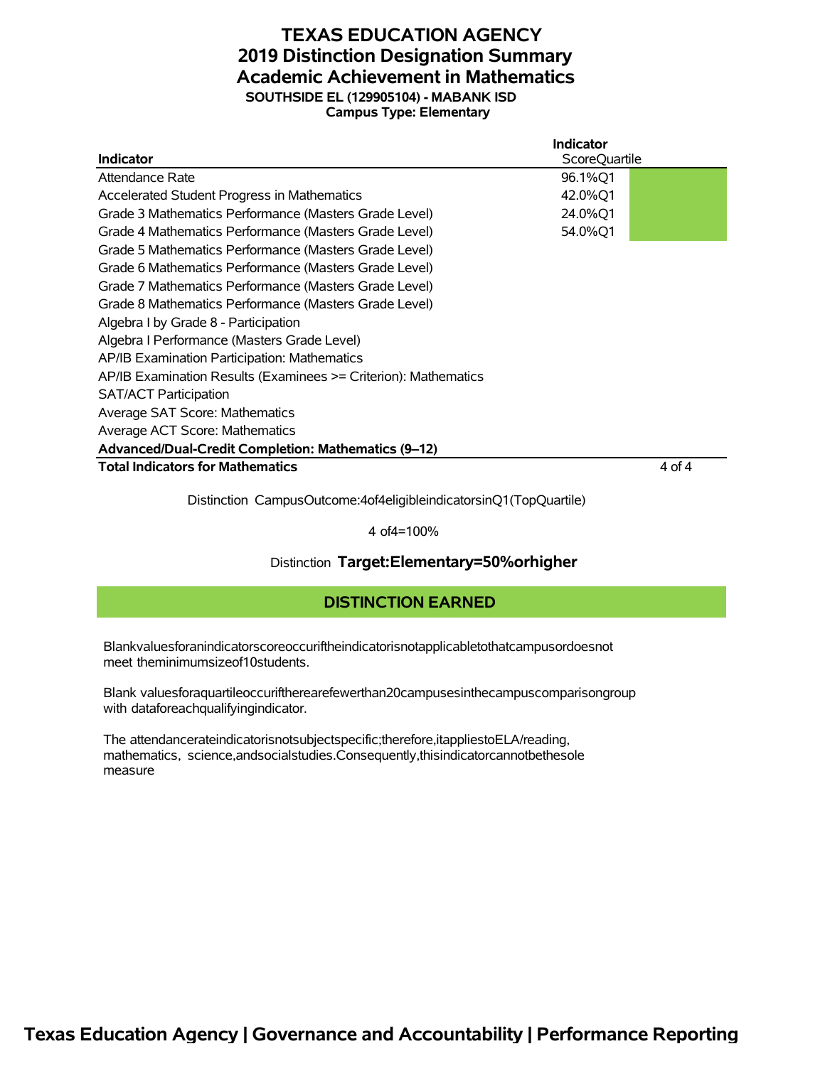# TEXAS EDUCATION AGENCY
## 2019 Distinction Designation Summary
## Academic Achievement in Mathematics
**SOUTHSIDE EL (129905104) - MABANK ISD**
**Campus Type: Elementary**

| Indicator | Indicator Score | Quartile |
|---|---|---|
| Attendance Rate | 96.1% | Q1 |
| Accelerated Student Progress in Mathematics | 42.0% | Q1 |
| Grade 3 Mathematics Performance (Masters Grade Level) | 24.0% | Q1 |
| Grade 4 Mathematics Performance (Masters Grade Level) | 54.0% | Q1 |
| Grade 5 Mathematics Performance (Masters Grade Level) | | |
| Grade 6 Mathematics Performance (Masters Grade Level) | | |
| Grade 7 Mathematics Performance (Masters Grade Level) | | |
| Grade 8 Mathematics Performance (Masters Grade Level) | | |
| Algebra I by Grade 8 - Participation | | |
| Algebra I Performance (Masters Grade Level) | | |
| AP/IB Examination Participation: Mathematics | | |
| AP/IB Examination Results (Examinees >= Criterion): Mathematics | | |
| SAT/ACT Participation | | |
| Average SAT Score: Mathematics | | |
| Average ACT Score: Mathematics | | |
| **Advanced/Dual-Credit Completion: Mathematics (9–12)** | | |
| **Total Indicators for Mathematics** | | 4 of 4 |

Distinction Campus Outcome: 4 of 4 eligible indicators in Q1 (Top Quartile)

4 of 4 = 100%

Distinction **Target: Elementary = 50% or higher**

**DISTINCTION EARNED**

Blank values for an indicator score occur if the indicator is not applicable to that campus or does not meet the minimum size of 10 students.

Blank values for a quartile occur if there are fewer than 20 campuses in the campus comparison group with data for each qualifying indicator.

The attendance rate indicator is not subject specific; therefore, it applies to ELA/reading, mathematics, science, and social studies. Consequently, this indicator cannot be the sole measure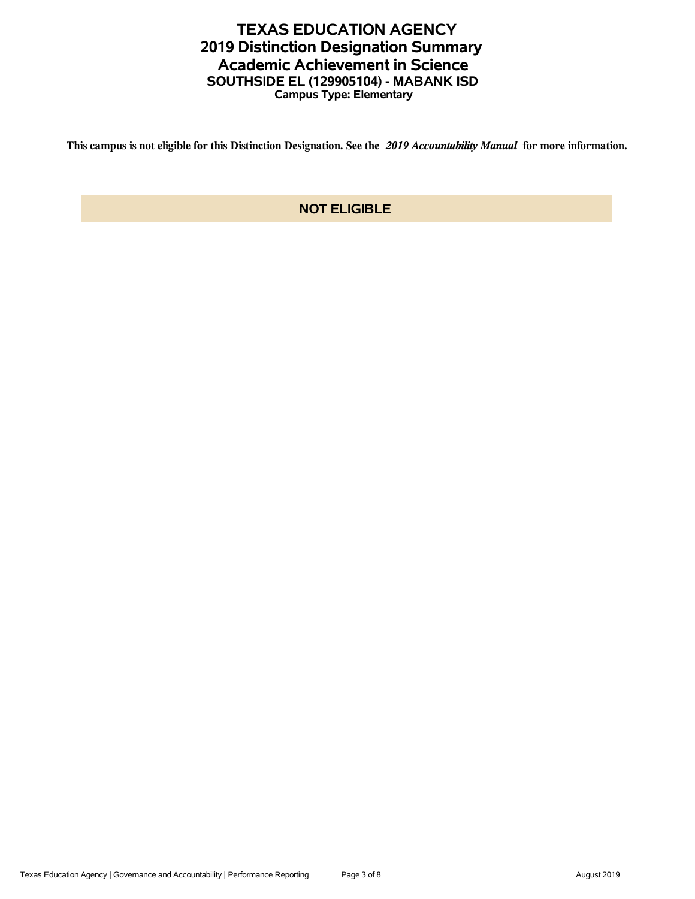# TEXAS EDUCATION AGENCY
## 2019 Distinction Designation Summary
## Academic Achievement in Science
### SOUTHSIDE EL (129905104) - MABANK ISD
**Campus Type: Elementary**

**This campus is not eligible for this Distinction Designation. See the *2019 Accountability Manual* for more information.**

**NOT ELIGIBLE**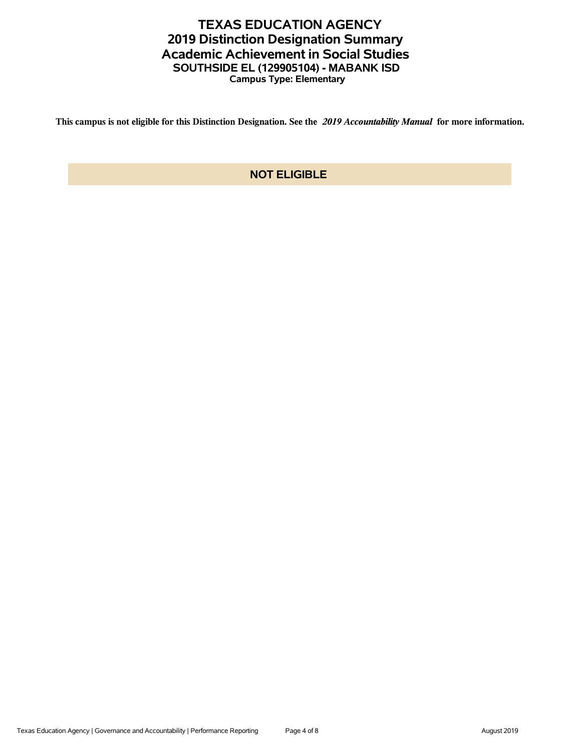# TEXAS EDUCATION AGENCY
## 2019 Distinction Designation Summary
## Academic Achievement in Social Studies
### SOUTHSIDE EL (129905104) - MABANK ISD
**Campus Type: Elementary**

**This campus is not eligible for this Distinction Designation. See the *2019 Accountability Manual* for more information.**

**NOT ELIGIBLE**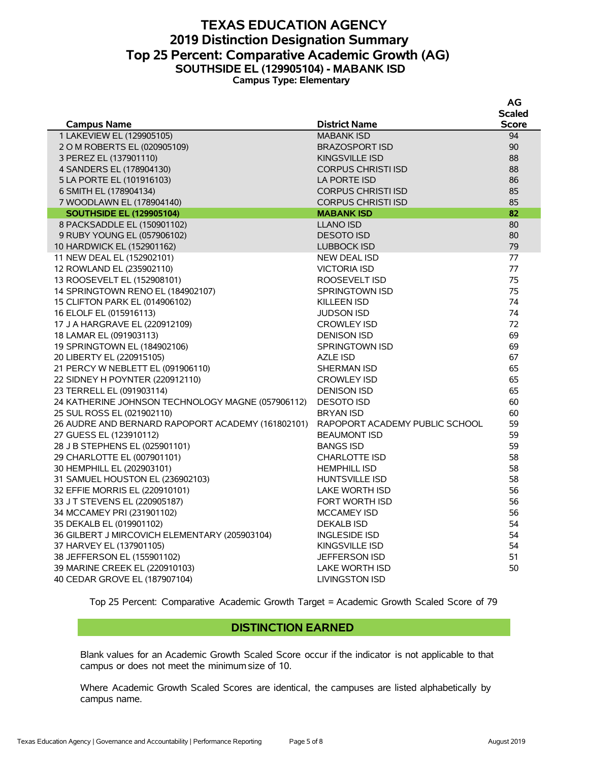# TEXAS EDUCATION AGENCY
## 2019 Distinction Designation Summary
## Top 25 Percent: Comparative Academic Growth (AG)
### SOUTHSIDE EL (129905104) - MABANK ISD
**Campus Type: Elementary**

| Campus Name | District Name | AG Scaled Score |
|---|---|---|
| 1 LAKEVIEW EL (129905105) | MABANK ISD | 94 |
| 2 O M ROBERTS EL (020905109) | BRAZOSPORT ISD | 90 |
| 3 PEREZ EL (137901110) | KINGSVILLE ISD | 88 |
| 4 SANDERS EL (178904130) | CORPUS CHRISTI ISD | 88 |
| 5 LA PORTE EL (101916103) | LA PORTE ISD | 86 |
| 6 SMITH EL (178904134) | CORPUS CHRISTI ISD | 85 |
| 7 WOODLAWN EL (178904140) | CORPUS CHRISTI ISD | 85 |
| **SOUTHSIDE EL (129905104)** | **MABANK ISD** | **82** |
| 8 PACKSADDLE EL (150901102) | LLANO ISD | 80 |
| 9 RUBY YOUNG EL (057906102) | DESOTO ISD | 80 |
| 10 HARDWICK EL (152901162) | LUBBOCK ISD | 79 |
| 11 NEW DEAL EL (152902101) | NEW DEAL ISD | 77 |
| 12 ROWLAND EL (235902110) | VICTORIA ISD | 77 |
| 13 ROOSEVELT EL (152908101) | ROOSEVELT ISD | 75 |
| 14 SPRINGTOWN RENO EL (184902107) | SPRINGTOWN ISD | 75 |
| 15 CLIFTON PARK EL (014906102) | KILLEEN ISD | 74 |
| 16 ELOLF EL (015916113) | JUDSON ISD | 74 |
| 17 J A HARGRAVE EL (220912109) | CROWLEY ISD | 72 |
| 18 LAMAR EL (091903113) | DENISON ISD | 69 |
| 19 SPRINGTOWN EL (184902106) | SPRINGTOWN ISD | 69 |
| 20 LIBERTY EL (220915105) | AZLE ISD | 67 |
| 21 PERCY W NEBLETT EL (091906110) | SHERMAN ISD | 65 |
| 22 SIDNEY H POYNTER (220912110) | CROWLEY ISD | 65 |
| 23 TERRELL EL (091903114) | DENISON ISD | 65 |
| 24 KATHERINE JOHNSON TECHNOLOGY MAGNE (057906112) | DESOTO ISD | 60 |
| 25 SUL ROSS EL (021902110) | BRYAN ISD | 60 |
| 26 AUDRE AND BERNARD RAPOPORT ACADEMY (161802101) | RAPOPORT ACADEMY PUBLIC SCHOOL | 59 |
| 27 GUESS EL (123910112) | BEAUMONT ISD | 59 |
| 28 J B STEPHENS EL (025901101) | BANGS ISD | 59 |
| 29 CHARLOTTE EL (007901101) | CHARLOTTE ISD | 58 |
| 30 HEMPHILL EL (202903101) | HEMPHILL ISD | 58 |
| 31 SAMUEL HOUSTON EL (236902103) | HUNTSVILLE ISD | 58 |
| 32 EFFIE MORRIS EL (220910101) | LAKE WORTH ISD | 56 |
| 33 J T STEVENS EL (220905187) | FORT WORTH ISD | 56 |
| 34 MCCAMEY PRI (231901102) | MCCAMEY ISD | 56 |
| 35 DEKALB EL (019901102) | DEKALB ISD | 54 |
| 36 GILBERT J MIRCOVICH ELEMENTARY (205903104) | INGLESIDE ISD | 54 |
| 37 HARVEY EL (137901105) | KINGSVILLE ISD | 54 |
| 38 JEFFERSON EL (155901102) | JEFFERSON ISD | 51 |
| 39 MARINE CREEK EL (220910103) | LAKE WORTH ISD | 50 |
| 40 CEDAR GROVE EL (187907104) | LIVINGSTON ISD | |

Top 25 Percent: Comparative Academic Growth Target = Academic Growth Scaled Score of 79

## DISTINCTION EARNED

Blank values for an Academic Growth Scaled Score occur if the indicator is not applicable to that campus or does not meet the minimum size of 10.

Where Academic Growth Scaled Scores are identical, the campuses are listed alphabetically by campus name.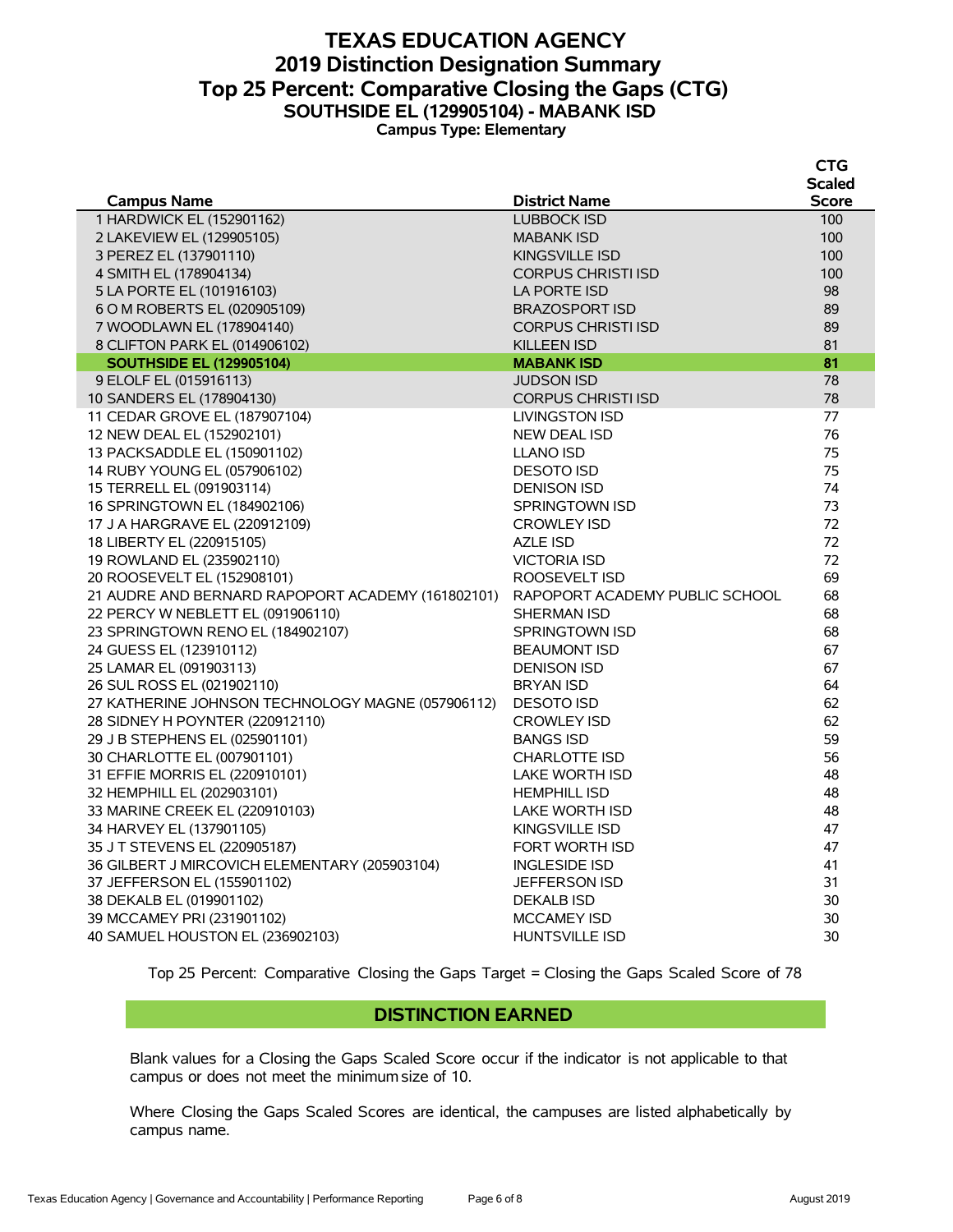# TEXAS EDUCATION AGENCY
## 2019 Distinction Designation Summary
## Top 25 Percent: Comparative Closing the Gaps (CTG)
### SOUTHSIDE EL (129905104) - MABANK ISD
**Campus Type: Elementary**

| Campus Name | District Name | CTG Scaled Score |
|---|---|---|
| 1 HARDWICK EL (152901162) | LUBBOCK ISD | 100 |
| 2 LAKEVIEW EL (129905105) | MABANK ISD | 100 |
| 3 PEREZ EL (137901110) | KINGSVILLE ISD | 100 |
| 4 SMITH EL (178904134) | CORPUS CHRISTI ISD | 100 |
| 5 LA PORTE EL (101916103) | LA PORTE ISD | 98 |
| 6 O M ROBERTS EL (020905109) | BRAZOSPORT ISD | 89 |
| 7 WOODLAWN EL (178904140) | CORPUS CHRISTI ISD | 89 |
| 8 CLIFTON PARK EL (014906102) | KILLEEN ISD | 81 |
| **SOUTHSIDE EL (129905104)** | **MABANK ISD** | **81** |
| 9 ELOLF EL (015916113) | JUDSON ISD | 78 |
| 10 SANDERS EL (178904130) | CORPUS CHRISTI ISD | 78 |
| 11 CEDAR GROVE EL (187907104) | LIVINGSTON ISD | 77 |
| 12 NEW DEAL EL (152902101) | NEW DEAL ISD | 76 |
| 13 PACKSADDLE EL (150901102) | LLANO ISD | 75 |
| 14 RUBY YOUNG EL (057906102) | DESOTO ISD | 75 |
| 15 TERRELL EL (091903114) | DENISON ISD | 74 |
| 16 SPRINGTOWN EL (184902106) | SPRINGTOWN ISD | 73 |
| 17 J A HARGRAVE EL (220912109) | CROWLEY ISD | 72 |
| 18 LIBERTY EL (220915105) | AZLE ISD | 72 |
| 19 ROWLAND EL (235902110) | VICTORIA ISD | 72 |
| 20 ROOSEVELT EL (152908101) | ROOSEVELT ISD | 69 |
| 21 AUDRE AND BERNARD RAPOPORT ACADEMY (161802101) | RAPOPORT ACADEMY PUBLIC SCHOOL | 68 |
| 22 PERCY W NEBLETT EL (091906110) | SHERMAN ISD | 68 |
| 23 SPRINGTOWN RENO EL (184902107) | SPRINGTOWN ISD | 68 |
| 24 GUESS EL (123910112) | BEAUMONT ISD | 67 |
| 25 LAMAR EL (091903113) | DENISON ISD | 67 |
| 26 SUL ROSS EL (021902110) | BRYAN ISD | 64 |
| 27 KATHERINE JOHNSON TECHNOLOGY MAGNE (057906112) | DESOTO ISD | 62 |
| 28 SIDNEY H POYNTER (220912110) | CROWLEY ISD | 62 |
| 29 J B STEPHENS EL (025901101) | BANGS ISD | 59 |
| 30 CHARLOTTE EL (007901101) | CHARLOTTE ISD | 56 |
| 31 EFFIE MORRIS EL (220910101) | LAKE WORTH ISD | 48 |
| 32 HEMPHILL EL (202903101) | HEMPHILL ISD | 48 |
| 33 MARINE CREEK EL (220910103) | LAKE WORTH ISD | 48 |
| 34 HARVEY EL (137901105) | KINGSVILLE ISD | 47 |
| 35 J T STEVENS EL (220905187) | FORT WORTH ISD | 47 |
| 36 GILBERT J MIRCOVICH ELEMENTARY (205903104) | INGLESIDE ISD | 41 |
| 37 JEFFERSON EL (155901102) | JEFFERSON ISD | 31 |
| 38 DEKALB EL (019901102) | DEKALB ISD | 30 |
| 39 MCCAMEY PRI (231901102) | MCCAMEY ISD | 30 |
| 40 SAMUEL HOUSTON EL (236902103) | HUNTSVILLE ISD | 30 |

Top 25 Percent: Comparative Closing the Gaps Target = Closing the Gaps Scaled Score of 78

**DISTINCTION EARNED**

Blank values for a Closing the Gaps Scaled Score occur if the indicator is not applicable to that campus or does not meet the minimum size of 10.

Where Closing the Gaps Scaled Scores are identical, the campuses are listed alphabetically by campus name.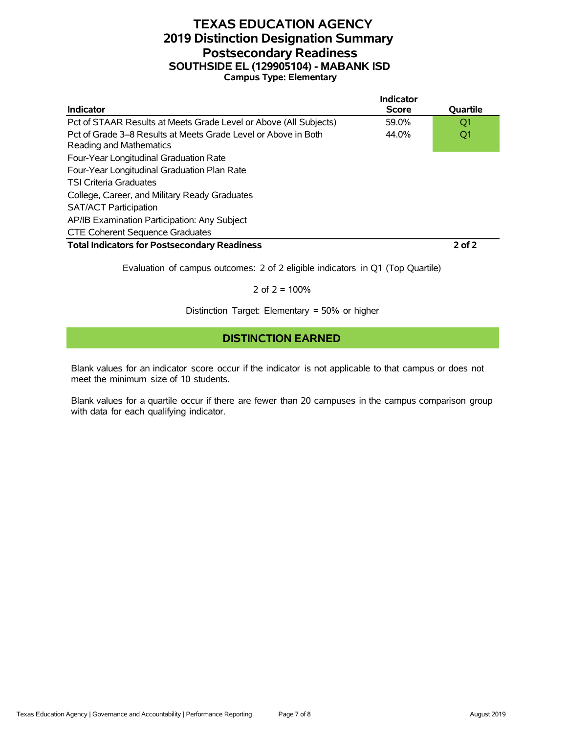# TEXAS EDUCATION AGENCY
# 2019 Distinction Designation Summary
# Postsecondary Readiness
## SOUTHSIDE EL (129905104) - MABANK ISD
### Campus Type: Elementary

| Indicator | Indicator Score | Quartile |
|---|---|---|
| Pct of STAAR Results at Meets Grade Level or Above (All Subjects) | 59.0% | Q1 |
| Pct of Grade 3–8 Results at Meets Grade Level or Above in Both Reading and Mathematics | 44.0% | Q1 |
| Four-Year Longitudinal Graduation Rate | | |
| Four-Year Longitudinal Graduation Plan Rate | | |
| TSI Criteria Graduates | | |
| College, Career, and Military Ready Graduates | | |
| SAT/ACT Participation | | |
| AP/IB Examination Participation: Any Subject | | |
| CTE Coherent Sequence Graduates | | |
| **Total Indicators for Postsecondary Readiness** | | **2 of 2** |

Evaluation of campus outcomes: 2 of 2 eligible indicators in Q1 (Top Quartile)

2 of 2 = 100%

Distinction Target: Elementary = 50% or higher

**DISTINCTION EARNED**

Blank values for an indicator score occur if the indicator is not applicable to that campus or does not meet the minimum size of 10 students.

Blank values for a quartile occur if there are fewer than 20 campuses in the campus comparison group with data for each qualifying indicator.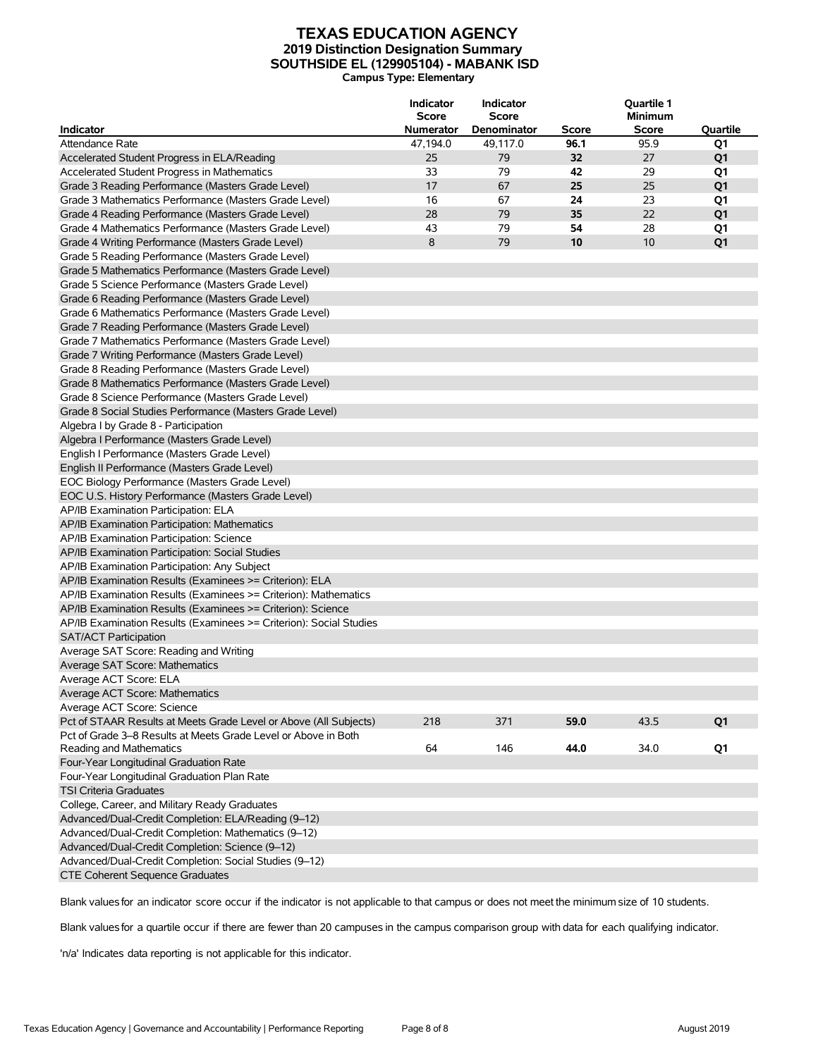# TEXAS EDUCATION AGENCY
## 2019 Distinction Designation Summary
## SOUTHSIDE EL (129905104) - MABANK ISD
**Campus Type: Elementary**

| Indicator | Indicator Score Numerator | Indicator Score Denominator | Score | Quartile 1 Minimum Score | Quartile |
|---|---|---|---|---|---|
| Attendance Rate | 47,194.0 | 49,117.0 | **96.1** | 95.9 | **Q1** |
| Accelerated Student Progress in ELA/Reading | 25 | 79 | **32** | 27 | **Q1** |
| Accelerated Student Progress in Mathematics | 33 | 79 | **42** | 29 | **Q1** |
| Grade 3 Reading Performance (Masters Grade Level) | 17 | 67 | **25** | 25 | **Q1** |
| Grade 3 Mathematics Performance (Masters Grade Level) | 16 | 67 | **24** | 23 | **Q1** |
| Grade 4 Reading Performance (Masters Grade Level) | 28 | 79 | **35** | 22 | **Q1** |
| Grade 4 Mathematics Performance (Masters Grade Level) | 43 | 79 | **54** | 28 | **Q1** |
| Grade 4 Writing Performance (Masters Grade Level) | 8 | 79 | **10** | 10 | **Q1** |
| Grade 5 Reading Performance (Masters Grade Level) | | | | | |
| Grade 5 Mathematics Performance (Masters Grade Level) | | | | | |
| Grade 5 Science Performance (Masters Grade Level) | | | | | |
| Grade 6 Reading Performance (Masters Grade Level) | | | | | |
| Grade 6 Mathematics Performance (Masters Grade Level) | | | | | |
| Grade 7 Reading Performance (Masters Grade Level) | | | | | |
| Grade 7 Mathematics Performance (Masters Grade Level) | | | | | |
| Grade 7 Writing Performance (Masters Grade Level) | | | | | |
| Grade 8 Reading Performance (Masters Grade Level) | | | | | |
| Grade 8 Mathematics Performance (Masters Grade Level) | | | | | |
| Grade 8 Science Performance (Masters Grade Level) | | | | | |
| Grade 8 Social Studies Performance (Masters Grade Level) | | | | | |
| Algebra I by Grade 8 - Participation | | | | | |
| Algebra I Performance (Masters Grade Level) | | | | | |
| English I Performance (Masters Grade Level) | | | | | |
| English II Performance (Masters Grade Level) | | | | | |
| EOC Biology Performance (Masters Grade Level) | | | | | |
| EOC U.S. History Performance (Masters Grade Level) | | | | | |
| AP/IB Examination Participation: ELA | | | | | |
| AP/IB Examination Participation: Mathematics | | | | | |
| AP/IB Examination Participation: Science | | | | | |
| AP/IB Examination Participation: Social Studies | | | | | |
| AP/IB Examination Participation: Any Subject | | | | | |
| AP/IB Examination Results (Examinees >= Criterion): ELA | | | | | |
| AP/IB Examination Results (Examinees >= Criterion): Mathematics | | | | | |
| AP/IB Examination Results (Examinees >= Criterion): Science | | | | | |
| AP/IB Examination Results (Examinees >= Criterion): Social Studies | | | | | |
| SAT/ACT Participation | | | | | |
| Average SAT Score: Reading and Writing | | | | | |
| Average SAT Score: Mathematics | | | | | |
| Average ACT Score: ELA | | | | | |
| Average ACT Score: Mathematics | | | | | |
| Average ACT Score: Science | | | | | |
| Pct of STAAR Results at Meets Grade Level or Above (All Subjects) | 218 | 371 | **59.0** | 43.5 | **Q1** |
| Pct of Grade 3–8 Results at Meets Grade Level or Above in Both Reading and Mathematics | 64 | 146 | **44.0** | 34.0 | **Q1** |
| Four-Year Longitudinal Graduation Rate | | | | | |
| Four-Year Longitudinal Graduation Plan Rate | | | | | |
| TSI Criteria Graduates | | | | | |
| College, Career, and Military Ready Graduates | | | | | |
| Advanced/Dual-Credit Completion: ELA/Reading (9–12) | | | | | |
| Advanced/Dual-Credit Completion: Mathematics (9–12) | | | | | |
| Advanced/Dual-Credit Completion: Science (9–12) | | | | | |
| Advanced/Dual-Credit Completion: Social Studies (9–12) | | | | | |
| CTE Coherent Sequence Graduates | | | | | |

Blank values for an indicator score occur if the indicator is not applicable to that campus or does not meet the minimum size of 10 students.

Blank values for a quartile occur if there are fewer than 20 campuses in the campus comparison group with data for each qualifying indicator.

'n/a' Indicates data reporting is not applicable for this indicator.